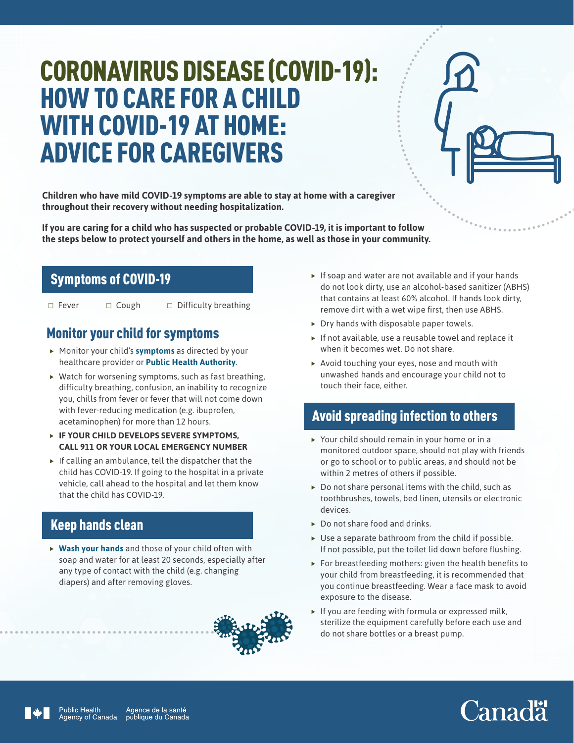# CORONAVIRUS DISEASE (COVID-19): HOW TO CARE FOR A CHILD WITH COVID-19 AT HOME: ADVICE FOR CAREGIVERS

**Children who have mild COVID-19 symptoms are able to stay at home with a caregiver throughout their recovery without needing hospitalization.**

**If you are caring for a child who has suspected or probable COVID-19, it is important to follow the steps below to protect yourself and others in the home, as well as those in your community.**

## Symptoms of COVID-19

- ☐ Fever
- ☐ Cough
- ☐ Difficulty breathing

## Monitor your child for symptoms

- Monitor your child's **symptoms** as directed by your healthcare provider or **Public Health Authority**.
- Watch for worsening symptoms, such as fast breathing, difficulty breathing, confusion, an inability to recognize you, chills from fever or fever that will not come down with fever-reducing medication (e.g. ibuprofen, acetaminophen) for more than 12 hours.
- **IF YOUR CHILD DEVELOPS SEVERE SYMPTOMS, CALL 911 OR YOUR LOCAL EMERGENCY NUMBER**
- If calling an ambulance, tell the dispatcher that the child has COVID-19. If going to the hospital in a private vehicle, call ahead to the hospital and let them know that the child has COVID-19.

## Keep hands clean

- **Wash your hands** and those of your child often with soap and water for at least 20 seconds, especially after any type of contact with the child (e.g. changing diapers) and after removing gloves.
- If soap and water are not available and if your hands do not look dirty, use an alcohol-based sanitizer (ABHS) that contains at least 60% alcohol. If hands look dirty, remove dirt with a wet wipe first, then use ABHS.
- Dry hands with disposable paper towels.
- If not available, use a reusable towel and replace it when it becomes wet. Do not share.
- Avoid touching your eyes, nose and mouth with unwashed hands and encourage your child not to touch their face, either.

## Avoid spreading infection to others

- Your child should remain in your home or in a monitored outdoor space, should not play with friends or go to school or to public areas, and should not be within 2 metres of others if possible.
- Do not share personal items with the child, such as toothbrushes, towels, bed linen, utensils or electronic devices.
- Do not share food and drinks.
- Use a separate bathroom from the child if possible. If not possible, put the toilet lid down before flushing.
- For breastfeeding mothers: given the health benefits to your child from breastfeeding, it is recommended that you continue breastfeeding. Wear a face mask to avoid exposure to the disease.
- If you are feeding with formula or expressed milk, sterilize the equipment carefully before each use and do not share bottles or a breast pump.

Public Health Agency of Canada | Agence de la santé publique du Canada

Canada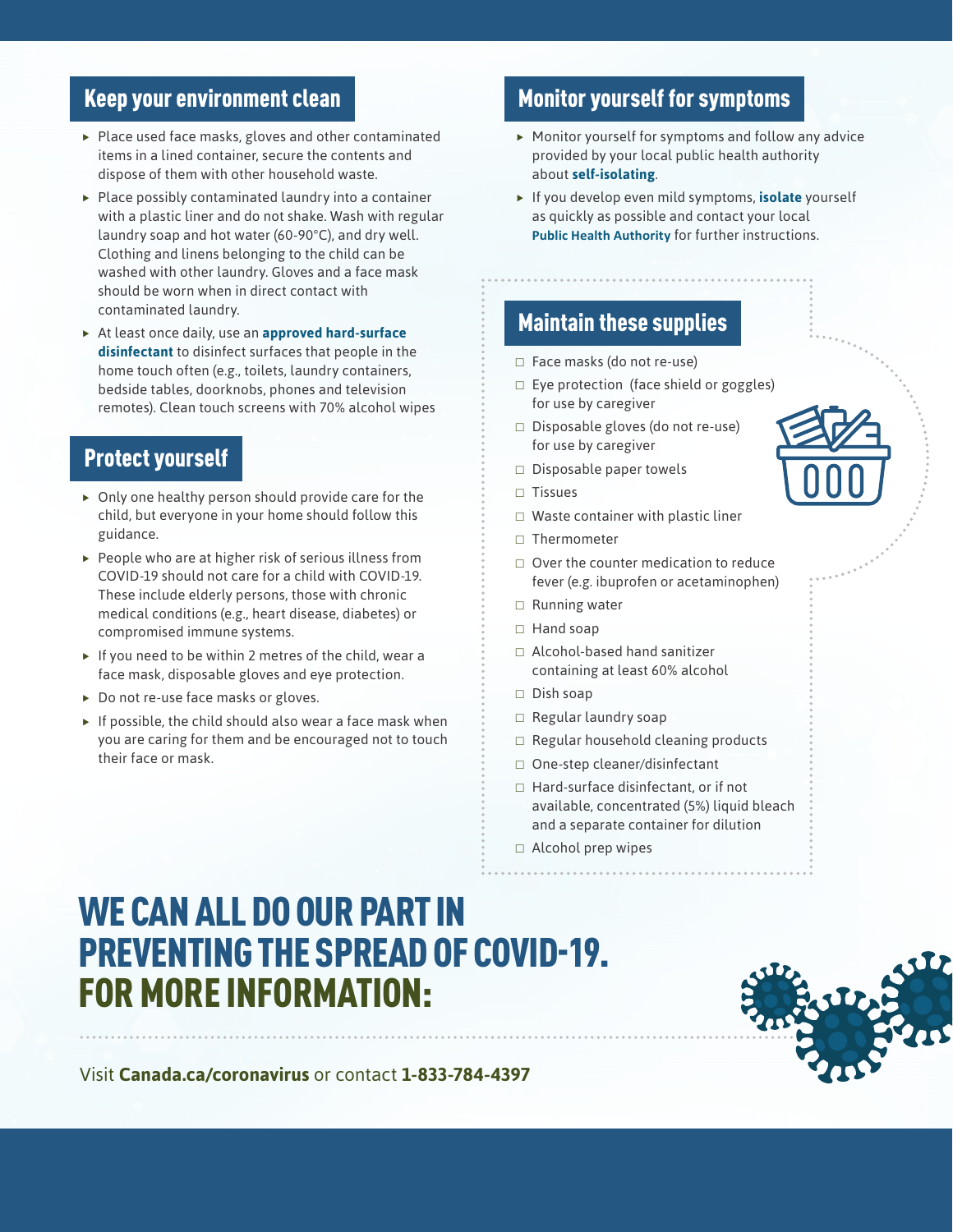## Keep your environment clean

- Place used face masks, gloves and other contaminated items in a lined container, secure the contents and dispose of them with other household waste.
- Place possibly contaminated laundry into a container with a plastic liner and do not shake. Wash with regular laundry soap and hot water (60-90°C), and dry well. Clothing and linens belonging to the child can be washed with other laundry. Gloves and a face mask should be worn when in direct contact with contaminated laundry.
- At least once daily, use an **approved hard-surface disinfectant** to disinfect surfaces that people in the home touch often (e.g., toilets, laundry containers, bedside tables, doorknobs, phones and television remotes). Clean touch screens with 70% alcohol wipes

## Protect yourself

- Only one healthy person should provide care for the child, but everyone in your home should follow this guidance.
- People who are at higher risk of serious illness from COVID-19 should not care for a child with COVID-19. These include elderly persons, those with chronic medical conditions (e.g., heart disease, diabetes) or compromised immune systems.
- If you need to be within 2 metres of the child, wear a face mask, disposable gloves and eye protection.
- Do not re-use face masks or gloves.
- If possible, the child should also wear a face mask when you are caring for them and be encouraged not to touch their face or mask.

## Monitor yourself for symptoms

- Monitor yourself for symptoms and follow any advice provided by your local public health authority about **self-isolating**.
- If you develop even mild symptoms, **isolate** yourself as quickly as possible and contact your local **Public Health Authority** for further instructions.

## Maintain these supplies

- ☐ Face masks (do not re-use)
- ☐ Eye protection (face shield or goggles) for use by caregiver
- ☐ Disposable gloves (do not re-use) for use by caregiver
- ☐ Disposable paper towels
- ☐ Tissues
- ☐ Waste container with plastic liner
- ☐ Thermometer
- ☐ Over the counter medication to reduce fever (e.g. ibuprofen or acetaminophen)
- ☐ Running water
- ☐ Hand soap
- ☐ Alcohol-based hand sanitizer containing at least 60% alcohol
- ☐ Dish soap
- ☐ Regular laundry soap
- ☐ Regular household cleaning products
- ☐ One-step cleaner/disinfectant
- ☐ Hard-surface disinfectant, or if not available, concentrated (5%) liquid bleach and a separate container for dilution
- ☐ Alcohol prep wipes

# WE CAN ALL DO OUR PART IN PREVENTING THE SPREAD OF COVID-19. FOR MORE INFORMATION:

Visit **Canada.ca/coronavirus** or contact **1-833-784-4397**